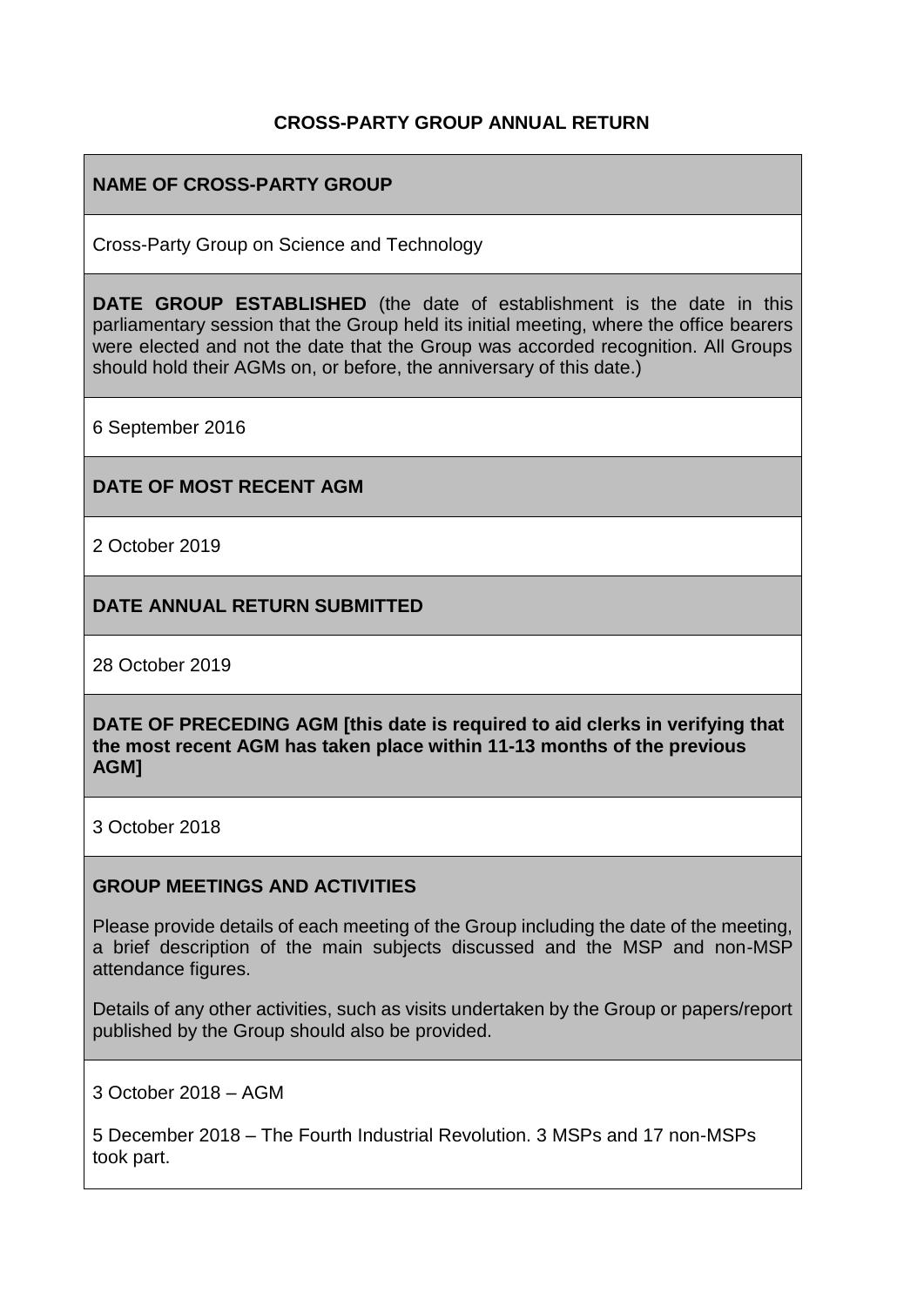# CROSS-PARTY GROUP ANNUAL RETURN

**NAME OF CROSS-PARTY GROUP**

Cross-Party Group on Science and Technology

**DATE GROUP ESTABLISHED** (the date of establishment is the date in this parliamentary session that the Group held its initial meeting, where the office bearers were elected and not the date that the Group was accorded recognition. All Groups should hold their AGMs on, or before, the anniversary of this date.)

6 September 2016

**DATE OF MOST RECENT AGM**

2 October 2019

**DATE ANNUAL RETURN SUBMITTED**

28 October 2019

**DATE OF PRECEDING AGM [this date is required to aid clerks in verifying that the most recent AGM has taken place within 11-13 months of the previous AGM]**

3 October 2018

**GROUP MEETINGS AND ACTIVITIES**

Please provide details of each meeting of the Group including the date of the meeting, a brief description of the main subjects discussed and the MSP and non-MSP attendance figures.

Details of any other activities, such as visits undertaken by the Group or papers/report published by the Group should also be provided.

3 October 2018 – AGM

5 December 2018 – The Fourth Industrial Revolution. 3 MSPs and 17 non-MSPs took part.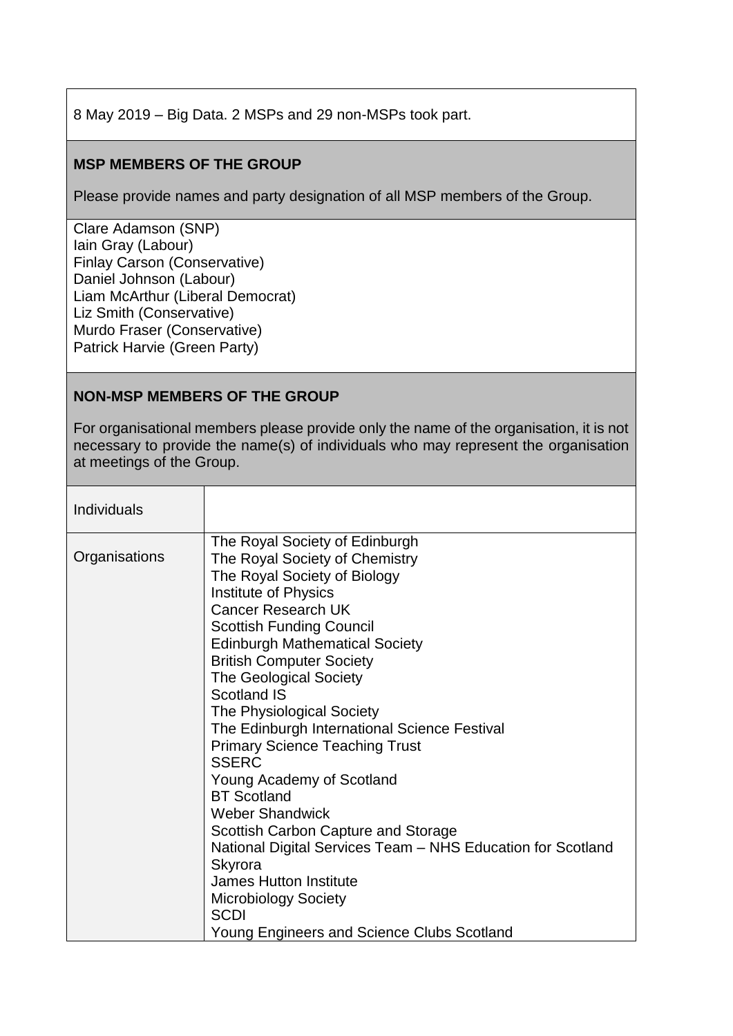8 May 2019 – Big Data. 2 MSPs and 29 non-MSPs took part.

## MSP MEMBERS OF THE GROUP

Please provide names and party designation of all MSP members of the Group.

Clare Adamson (SNP)
Iain Gray (Labour)
Finlay Carson (Conservative)
Daniel Johnson (Labour)
Liam McArthur (Liberal Democrat)
Liz Smith (Conservative)
Murdo Fraser (Conservative)
Patrick Harvie (Green Party)

## NON-MSP MEMBERS OF THE GROUP

For organisational members please provide only the name of the organisation, it is not necessary to provide the name(s) of individuals who may represent the organisation at meetings of the Group.

| Individuals | |
|---|---|
| Organisations | The Royal Society of Edinburgh<br>The Royal Society of Chemistry<br>The Royal Society of Biology<br>Institute of Physics<br>Cancer Research UK<br>Scottish Funding Council<br>Edinburgh Mathematical Society<br>British Computer Society<br>The Geological Society<br>Scotland IS<br>The Physiological Society<br>The Edinburgh International Science Festival<br>Primary Science Teaching Trust<br>SSERC<br>Young Academy of Scotland<br>BT Scotland<br>Weber Shandwick<br>Scottish Carbon Capture and Storage<br>National Digital Services Team – NHS Education for Scotland<br>Skyrora<br>James Hutton Institute<br>Microbiology Society<br>SCDI<br>Young Engineers and Science Clubs Scotland |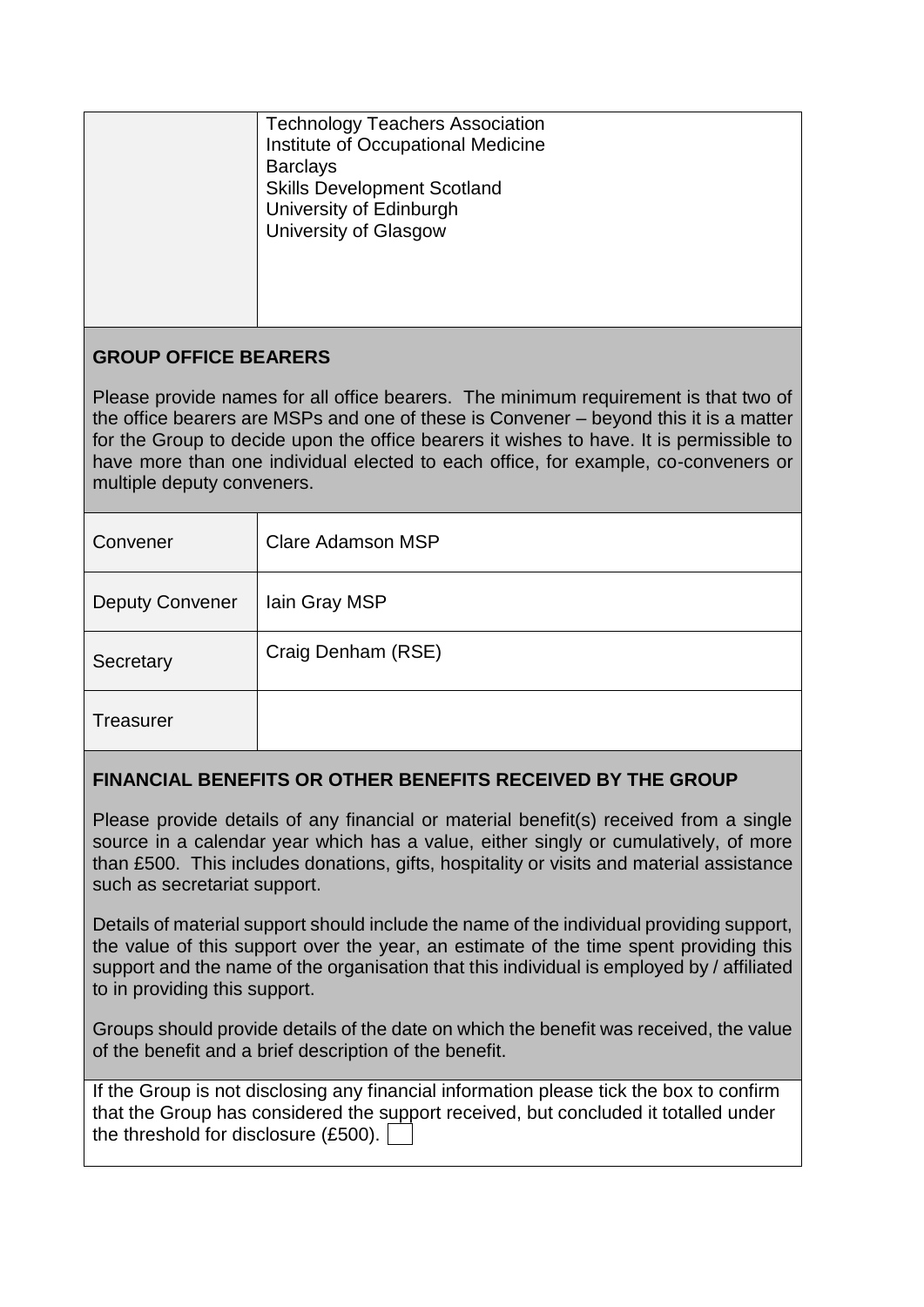|  | Technology Teachers Association<br>Institute of Occupational Medicine<br>Barclays<br>Skills Development Scotland<br>University of Edinburgh<br>University of Glasgow |
|---|---|

## GROUP OFFICE BEARERS

Please provide names for all office bearers. The minimum requirement is that two of the office bearers are MSPs and one of these is Convener – beyond this it is a matter for the Group to decide upon the office bearers it wishes to have. It is permissible to have more than one individual elected to each office, for example, co-conveners or multiple deputy conveners.

| | |
|---|---|
| Convener | Clare Adamson MSP |
| Deputy Convener | Iain Gray MSP |
| Secretary | Craig Denham (RSE) |
| Treasurer | |

## FINANCIAL BENEFITS OR OTHER BENEFITS RECEIVED BY THE GROUP

Please provide details of any financial or material benefit(s) received from a single source in a calendar year which has a value, either singly or cumulatively, of more than £500. This includes donations, gifts, hospitality or visits and material assistance such as secretariat support.

Details of material support should include the name of the individual providing support, the value of this support over the year, an estimate of the time spent providing this support and the name of the organisation that this individual is employed by / affiliated to in providing this support.

Groups should provide details of the date on which the benefit was received, the value of the benefit and a brief description of the benefit.

If the Group is not disclosing any financial information please tick the box to confirm that the Group has considered the support received, but concluded it totalled under the threshold for disclosure (£500). ☐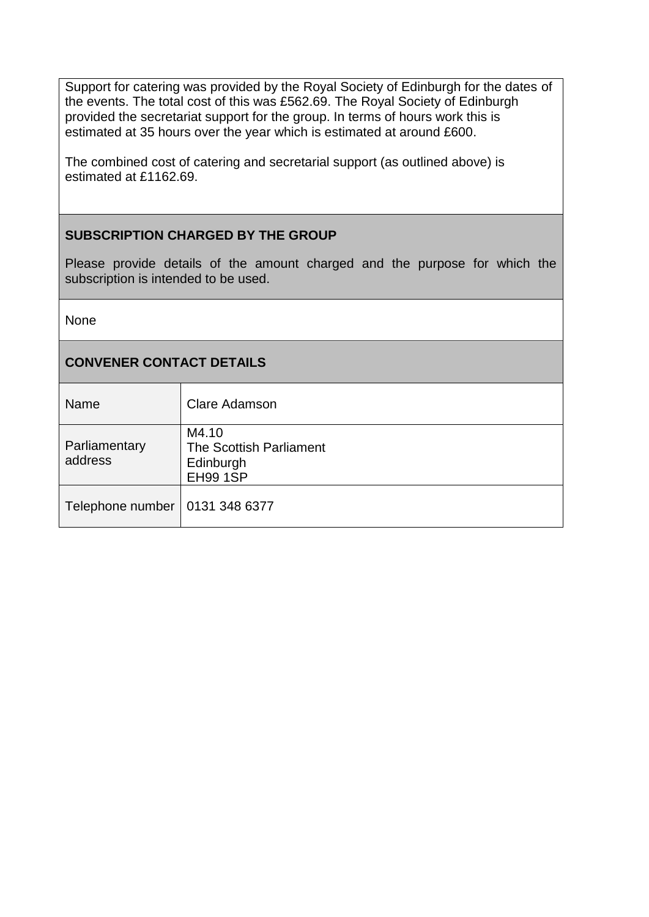Support for catering was provided by the Royal Society of Edinburgh for the dates of the events. The total cost of this was £562.69. The Royal Society of Edinburgh provided the secretariat support for the group. In terms of hours work this is estimated at 35 hours over the year which is estimated at around £600.

The combined cost of catering and secretarial support (as outlined above) is estimated at £1162.69.

## SUBSCRIPTION CHARGED BY THE GROUP

Please provide details of the amount charged and the purpose for which the subscription is intended to be used.

None

## CONVENER CONTACT DETAILS

| | |
|---|---|
| Name | Clare Adamson |
| Parliamentary address | M4.10<br>The Scottish Parliament<br>Edinburgh<br>EH99 1SP |
| Telephone number | 0131 348 6377 |